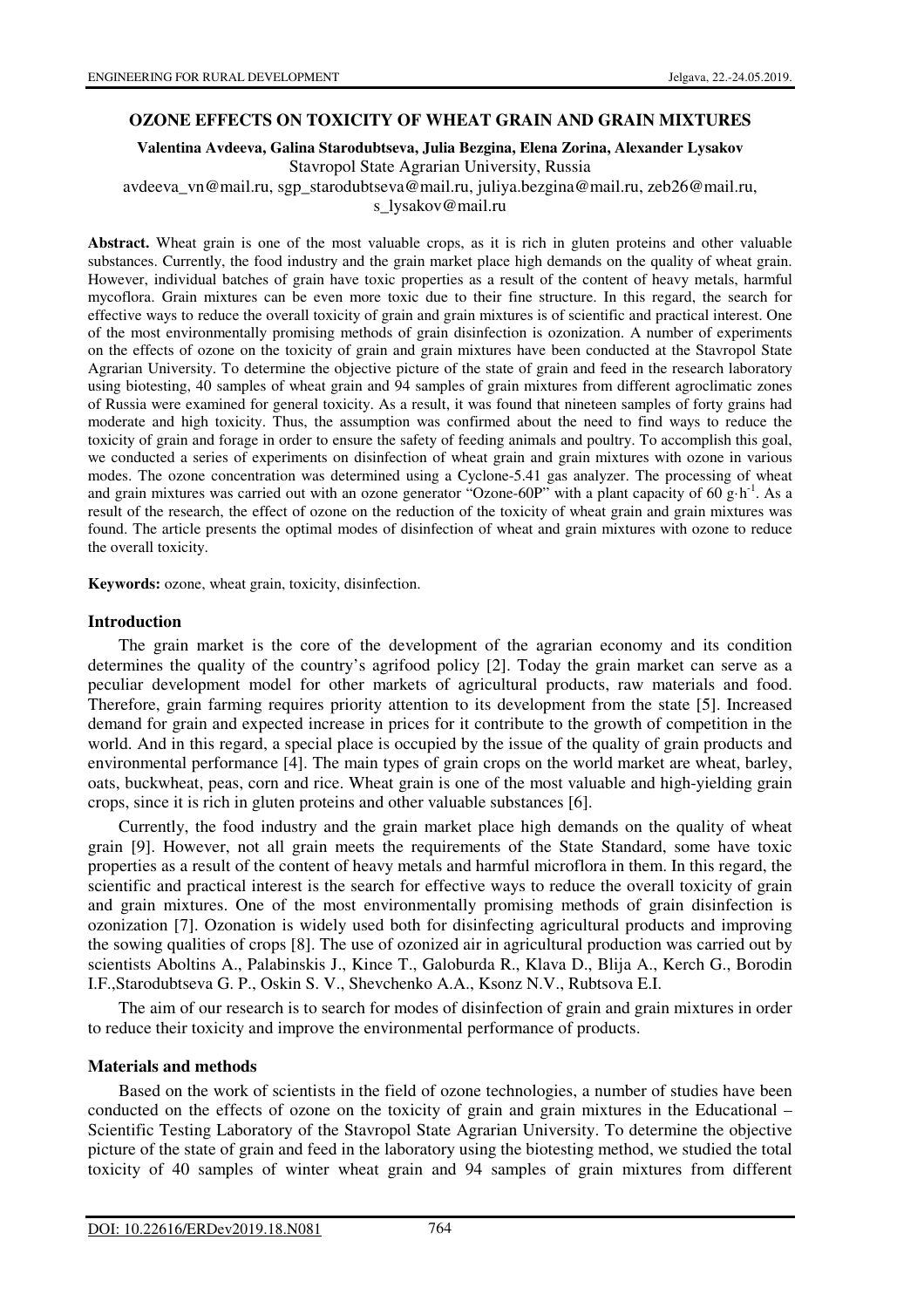# OZONE EFFECTS ON TOXICITY OF WHEAT GRAIN AND GRAIN MIXTURES

**Valentina Avdeeva, Galina Starodubtseva, Julia Bezgina, Elena Zorina, Alexander Lysakov**

Stavropol State Agrarian University, Russia

avdeeva_vn@mail.ru, sgp_starodubtseva@mail.ru, juliya.bezgina@mail.ru, zeb26@mail.ru, s_lysakov@mail.ru

**Abstract.** Wheat grain is one of the most valuable crops, as it is rich in gluten proteins and other valuable substances. Currently, the food industry and the grain market place high demands on the quality of wheat grain. However, individual batches of grain have toxic properties as a result of the content of heavy metals, harmful mycoflora. Grain mixtures can be even more toxic due to their fine structure. In this regard, the search for effective ways to reduce the overall toxicity of grain and grain mixtures is of scientific and practical interest. One of the most environmentally promising methods of grain disinfection is ozonization. A number of experiments on the effects of ozone on the toxicity of grain and grain mixtures have been conducted at the Stavropol State Agrarian University. To determine the objective picture of the state of grain and feed in the research laboratory using biotesting, 40 samples of wheat grain and 94 samples of grain mixtures from different agroclimatic zones of Russia were examined for general toxicity. As a result, it was found that nineteen samples of forty grains had moderate and high toxicity. Thus, the assumption was confirmed about the need to find ways to reduce the toxicity of grain and forage in order to ensure the safety of feeding animals and poultry. To accomplish this goal, we conducted a series of experiments on disinfection of wheat grain and grain mixtures with ozone in various modes. The ozone concentration was determined using a Cyclone-5.41 gas analyzer. The processing of wheat and grain mixtures was carried out with an ozone generator "Ozone-60P" with a plant capacity of 60 $g \cdot h^{-1}$. As a result of the research, the effect of ozone on the reduction of the toxicity of wheat grain and grain mixtures was found. The article presents the optimal modes of disinfection of wheat and grain mixtures with ozone to reduce the overall toxicity.

**Keywords:** ozone, wheat grain, toxicity, disinfection.

## Introduction

The grain market is the core of the development of the agrarian economy and its condition determines the quality of the country's agrifood policy [2]. Today the grain market can serve as a peculiar development model for other markets of agricultural products, raw materials and food. Therefore, grain farming requires priority attention to its development from the state [5]. Increased demand for grain and expected increase in prices for it contribute to the growth of competition in the world. And in this regard, a special place is occupied by the issue of the quality of grain products and environmental performance [4]. The main types of grain crops on the world market are wheat, barley, oats, buckwheat, peas, corn and rice. Wheat grain is one of the most valuable and high-yielding grain crops, since it is rich in gluten proteins and other valuable substances [6].

Currently, the food industry and the grain market place high demands on the quality of wheat grain [9]. However, not all grain meets the requirements of the State Standard, some have toxic properties as a result of the content of heavy metals and harmful microflora in them. In this regard, the scientific and practical interest is the search for effective ways to reduce the overall toxicity of grain and grain mixtures. One of the most environmentally promising methods of grain disinfection is ozonization [7]. Ozonation is widely used both for disinfecting agricultural products and improving the sowing qualities of crops [8]. The use of ozonized air in agricultural production was carried out by scientists Aboltins A., Palabinskis J., Kince T., Galoburda R., Klava D., Blija A., Kerch G., Borodin I.F.,Starodubtseva G. P., Oskin S. V., Shevchenko A.A., Ksonz N.V., Rubtsova E.I.

The aim of our research is to search for modes of disinfection of grain and grain mixtures in order to reduce their toxicity and improve the environmental performance of products.

## Materials and methods

Based on the work of scientists in the field of ozone technologies, a number of studies have been conducted on the effects of ozone on the toxicity of grain and grain mixtures in the Educational – Scientific Testing Laboratory of the Stavropol State Agrarian University. To determine the objective picture of the state of grain and feed in the laboratory using the biotesting method, we studied the total toxicity of 40 samples of winter wheat grain and 94 samples of grain mixtures from different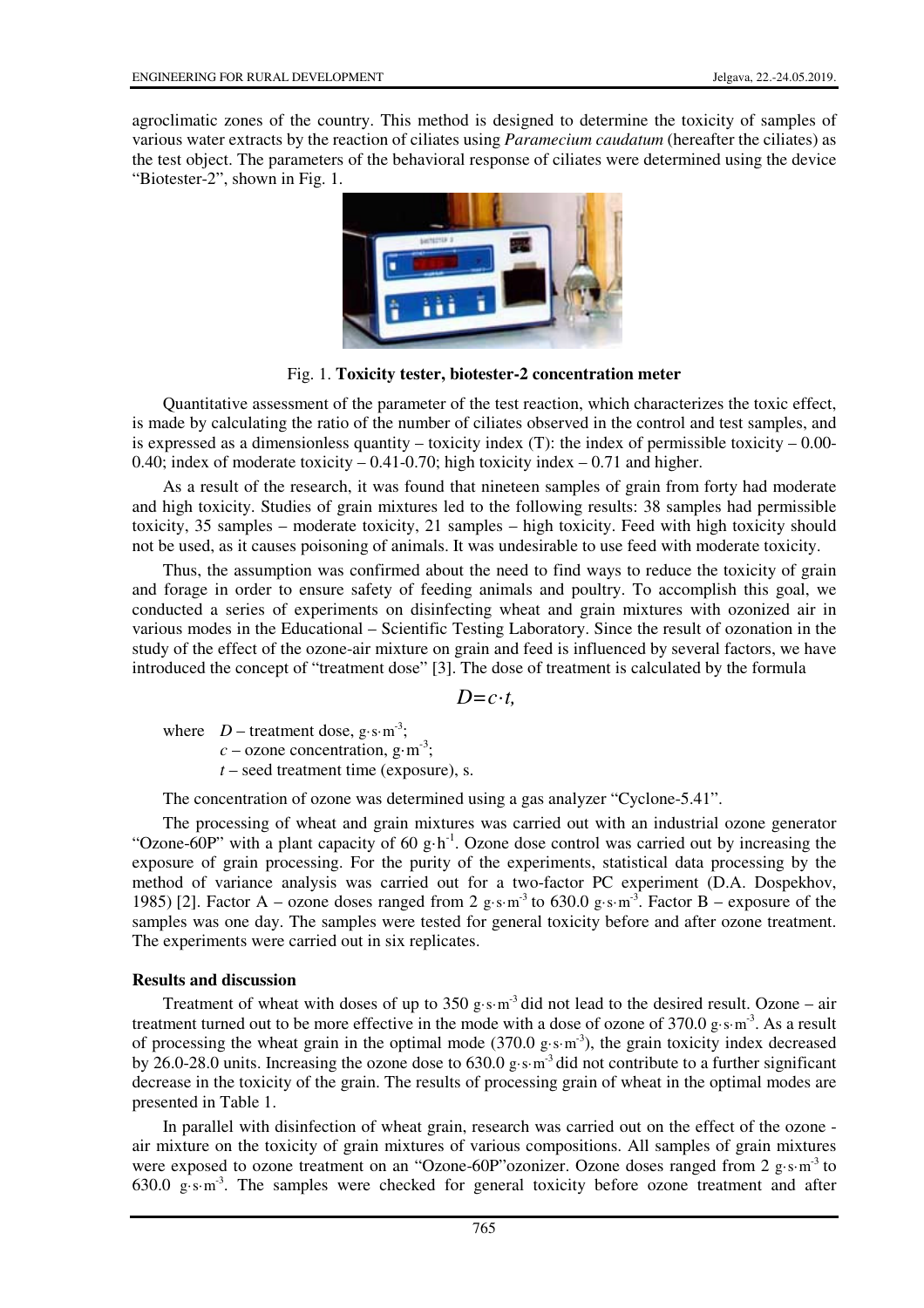agroclimatic zones of the country. This method is designed to determine the toxicity of samples of various water extracts by the reaction of ciliates using *Paramecium caudatum* (hereafter the ciliates) as the test object. The parameters of the behavioral response of ciliates were determined using the device "Biotester-2", shown in Fig. 1.

Fig. 1. **Toxicity tester, biotester-2 concentration meter**

Quantitative assessment of the parameter of the test reaction, which characterizes the toxic effect, is made by calculating the ratio of the number of ciliates observed in the control and test samples, and is expressed as a dimensionless quantity – toxicity index (T): the index of permissible toxicity – 0.00-0.40; index of moderate toxicity – 0.41-0.70; high toxicity index – 0.71 and higher.

As a result of the research, it was found that nineteen samples of grain from forty had moderate and high toxicity. Studies of grain mixtures led to the following results: 38 samples had permissible toxicity, 35 samples – moderate toxicity, 21 samples – high toxicity. Feed with high toxicity should not be used, as it causes poisoning of animals. It was undesirable to use feed with moderate toxicity.

Thus, the assumption was confirmed about the need to find ways to reduce the toxicity of grain and forage in order to ensure safety of feeding animals and poultry. To accomplish this goal, we conducted a series of experiments on disinfecting wheat and grain mixtures with ozonized air in various modes in the Educational – Scientific Testing Laboratory. Since the result of ozonation in the study of the effect of the ozone-air mixture on grain and feed is influenced by several factors, we have introduced the concept of "treatment dose" [3]. The dose of treatment is calculated by the formula

$$D = c \cdot t,$$

where $D$ – treatment dose, $g \cdot s \cdot m^{-3}$;
$c$ – ozone concentration, $g \cdot m^{-3}$;
$t$ – seed treatment time (exposure), s.

The concentration of ozone was determined using a gas analyzer "Cyclone-5.41".

The processing of wheat and grain mixtures was carried out with an industrial ozone generator "Ozone-60P" with a plant capacity of 60 $g \cdot h^{-1}$. Ozone dose control was carried out by increasing the exposure of grain processing. For the purity of the experiments, statistical data processing by the method of variance analysis was carried out for a two-factor PC experiment (D.A. Dospekhov, 1985) [2]. Factor A – ozone doses ranged from 2 $g \cdot s \cdot m^{-3}$ to 630.0 $g \cdot s \cdot m^{-3}$. Factor B – exposure of the samples was one day. The samples were tested for general toxicity before and after ozone treatment. The experiments were carried out in six replicates.

## Results and discussion

Treatment of wheat with doses of up to 350 $g \cdot s \cdot m^{-3}$ did not lead to the desired result. Ozone – air treatment turned out to be more effective in the mode with a dose of ozone of 370.0 $g \cdot s \cdot m^{-3}$. As a result of processing the wheat grain in the optimal mode (370.0 $g \cdot s \cdot m^{-3}$), the grain toxicity index decreased by 26.0-28.0 units. Increasing the ozone dose to 630.0 $g \cdot s \cdot m^{-3}$ did not contribute to a further significant decrease in the toxicity of the grain. The results of processing grain of wheat in the optimal modes are presented in Table 1.

In parallel with disinfection of wheat grain, research was carried out on the effect of the ozone - air mixture on the toxicity of grain mixtures of various compositions. All samples of grain mixtures were exposed to ozone treatment on an "Ozone-60P"ozonizer. Ozone doses ranged from 2 $g \cdot s \cdot m^{-3}$ to 630.0 $g \cdot s \cdot m^{-3}$. The samples were checked for general toxicity before ozone treatment and after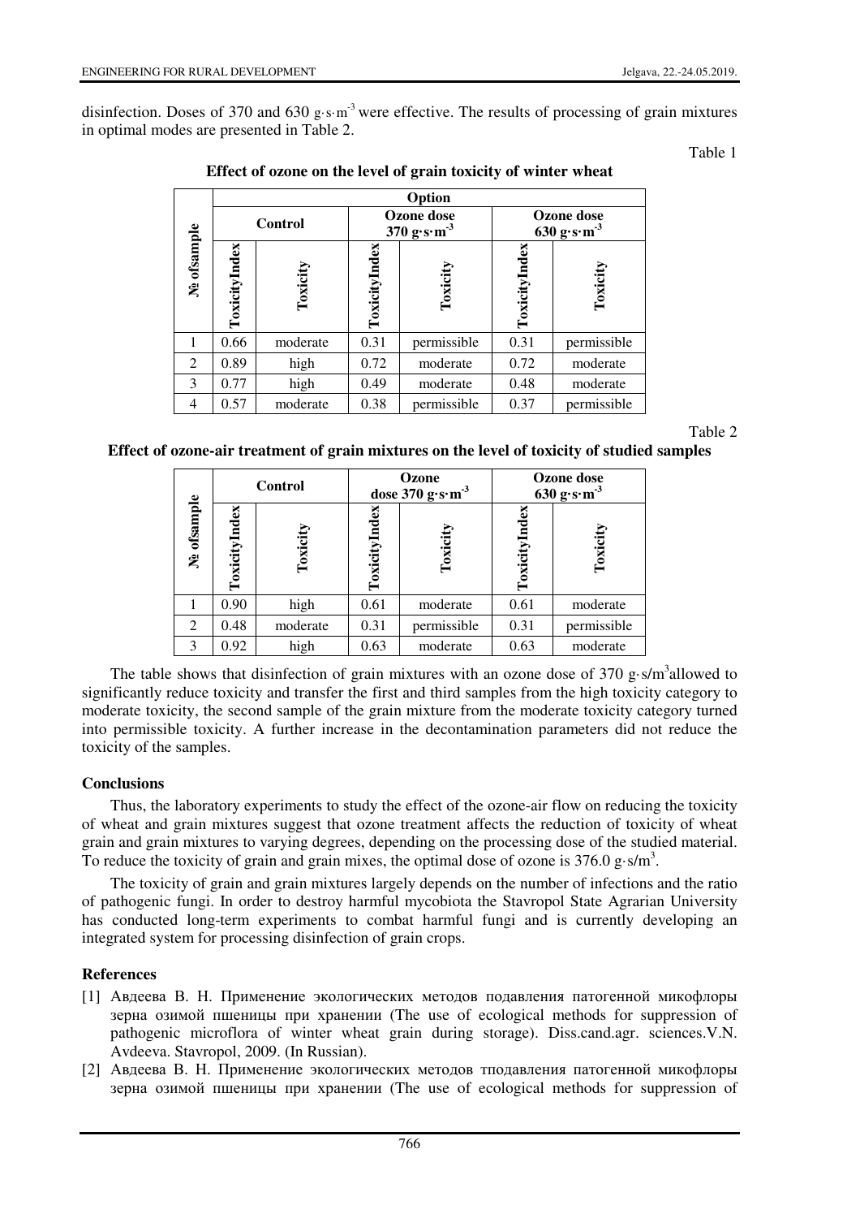disinfection. Doses of 370 and 630 $g \cdot s \cdot m^{-3}$ were effective. The results of processing of grain mixtures in optimal modes are presented in Table 2.

Table 1

**Effect of ozone on the level of grain toxicity of winter wheat**

| № ofsample | Option | | | | | |
|---|---|---|---|---|---|---|
| | Control | | Ozone dose 370 $g \cdot s \cdot m^{-3}$ | | Ozone dose 630 $g \cdot s \cdot m^{-3}$ | |
| | ToxicityIndex | Toxicity | ToxicityIndex | Toxicity | ToxicityIndex | Toxicity |
| 1 | 0.66 | moderate | 0.31 | permissible | 0.31 | permissible |
| 2 | 0.89 | high | 0.72 | moderate | 0.72 | moderate |
| 3 | 0.77 | high | 0.49 | moderate | 0.48 | moderate |
| 4 | 0.57 | moderate | 0.38 | permissible | 0.37 | permissible |

Table 2

**Effect of ozone-air treatment of grain mixtures on the level of toxicity of studied samples**

| № ofsample | Control | | Ozone dose 370 $g \cdot s \cdot m^{-3}$ | | Ozone dose 630 $g \cdot s \cdot m^{-3}$ | |
|---|---|---|---|---|---|---|
| | ToxicityIndex | Toxicity | ToxicityIndex | Toxicity | ToxicityIndex | Toxicity |
| 1 | 0.90 | high | 0.61 | moderate | 0.61 | moderate |
| 2 | 0.48 | moderate | 0.31 | permissible | 0.31 | permissible |
| 3 | 0.92 | high | 0.63 | moderate | 0.63 | moderate |

The table shows that disinfection of grain mixtures with an ozone dose of 370 $g \cdot s/m^3$allowed to significantly reduce toxicity and transfer the first and third samples from the high toxicity category to moderate toxicity, the second sample of the grain mixture from the moderate toxicity category turned into permissible toxicity. A further increase in the decontamination parameters did not reduce the toxicity of the samples.

## Conclusions

Thus, the laboratory experiments to study the effect of the ozone-air flow on reducing the toxicity of wheat and grain mixtures suggest that ozone treatment affects the reduction of toxicity of wheat grain and grain mixtures to varying degrees, depending on the processing dose of the studied material. To reduce the toxicity of grain and grain mixes, the optimal dose of ozone is 376.0 $g \cdot s/m^3$.

The toxicity of grain and grain mixtures largely depends on the number of infections and the ratio of pathogenic fungi. In order to destroy harmful mycobiota the Stavropol State Agrarian University has conducted long-term experiments to combat harmful fungi and is currently developing an integrated system for processing disinfection of grain crops.

## References

[1] Авдеева В. Н. Применение экологических методов подавления патогенной микофлоры зерна озимой пшеницы при хранении (The use of ecological methods for suppression of pathogenic microflora of winter wheat grain during storage). Diss.cand.agr. sciences.V.N. Avdeeva. Stavropol, 2009. (In Russian).

[2] Авдеева В. Н. Применение экологических методов тподавления патогенной микофлоры зерна озимой пшеницы при хранении (The use of ecological methods for suppression of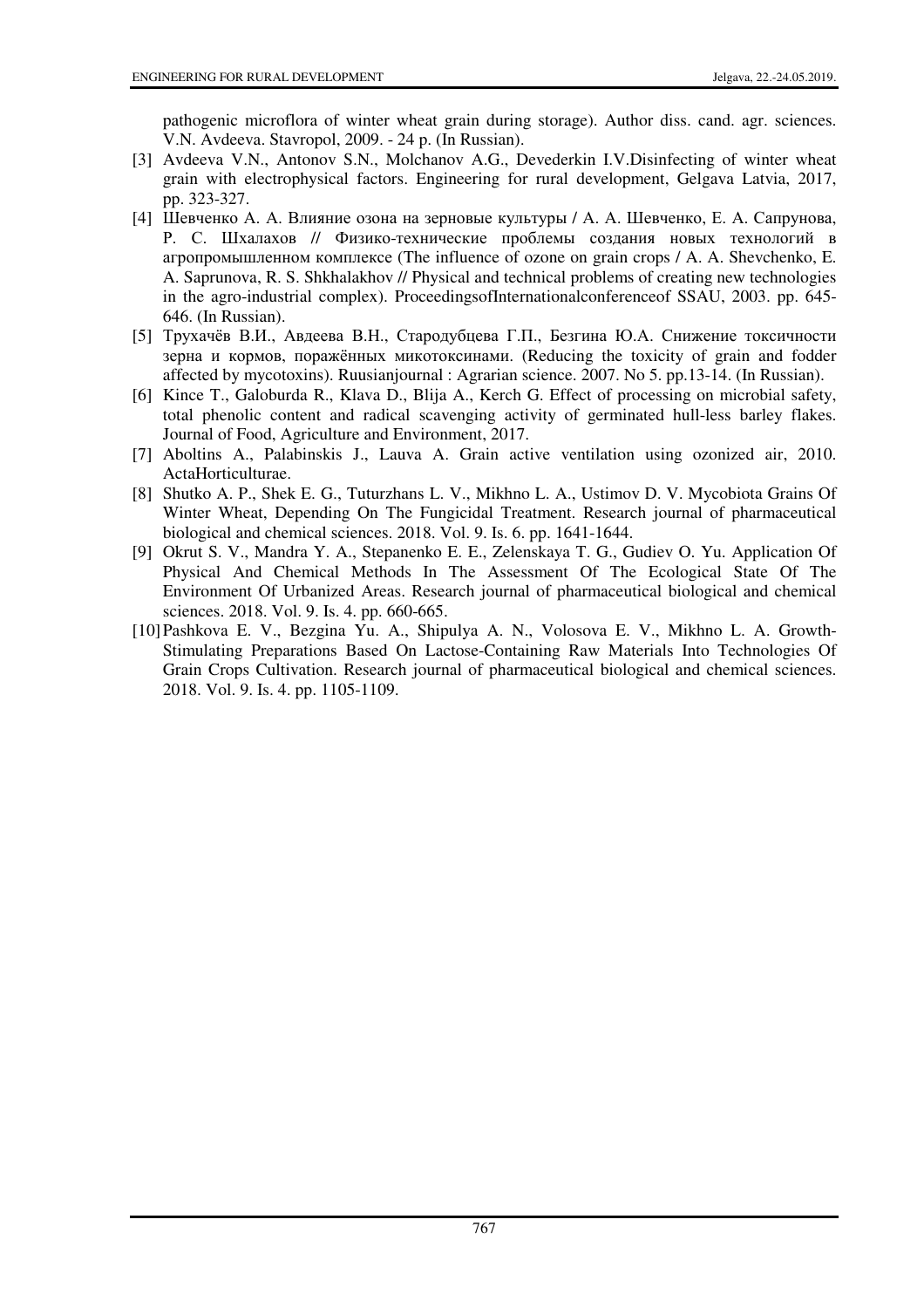pathogenic microflora of winter wheat grain during storage). Author diss. cand. agr. sciences. V.N. Avdeeva. Stavropol, 2009. - 24 p. (In Russian).

[3] Avdeeva V.N., Antonov S.N., Molchanov A.G., Devederkin I.V.Disinfecting of winter wheat grain with electrophysical factors. Engineering for rural development, Gelgava Latvia, 2017, pp. 323-327.

[4] Шевченко А. А. Влияние озона на зерновые культуры / А. А. Шевченко, Е. А. Сапрунова, Р. С. Шхалахов // Физико-технические проблемы создания новых технологий в агропромышленном комплексе (The influence of ozone on grain crops / A. A. Shevchenko, E. A. Saprunova, R. S. Shkhalakhov // Physical and technical problems of creating new technologies in the agro-industrial complex). ProceedingsofInternationalconferenceof SSAU, 2003. pp. 645-646. (In Russian).

[5] Трухачёв В.И., Авдеева В.Н., Стародубцева Г.П., Безгина Ю.А. Снижение токсичности зерна и кормов, поражённых микотоксинами. (Reducing the toxicity of grain and fodder affected by mycotoxins). Ruusianjournal : Agrarian science. 2007. No 5. pp.13-14. (In Russian).

[6] Kince T., Galoburda R., Klava D., Blija A., Kerch G. Effect of processing on microbial safety, total phenolic content and radical scavenging activity of germinated hull-less barley flakes. Journal of Food, Agriculture and Environment, 2017.

[7] Aboltins A., Palabinskis J., Lauva A. Grain active ventilation using ozonized air, 2010. ActaHorticulturae.

[8] Shutko A. P., Shek E. G., Tuturzhans L. V., Mikhno L. A., Ustimov D. V. Mycobiota Grains Of Winter Wheat, Depending On The Fungicidal Treatment. Research journal of pharmaceutical biological and chemical sciences. 2018. Vol. 9. Is. 6. pp. 1641-1644.

[9] Okrut S. V., Mandra Y. A., Stepanenko E. E., Zelenskaya T. G., Gudiev O. Yu. Application Of Physical And Chemical Methods In The Assessment Of The Ecological State Of The Environment Of Urbanized Areas. Research journal of pharmaceutical biological and chemical sciences. 2018. Vol. 9. Is. 4. pp. 660-665.

[10] Pashkova E. V., Bezgina Yu. A., Shipulya A. N., Volosova E. V., Mikhno L. A. Growth-Stimulating Preparations Based On Lactose-Containing Raw Materials Into Technologies Of Grain Crops Cultivation. Research journal of pharmaceutical biological and chemical sciences. 2018. Vol. 9. Is. 4. pp. 1105-1109.